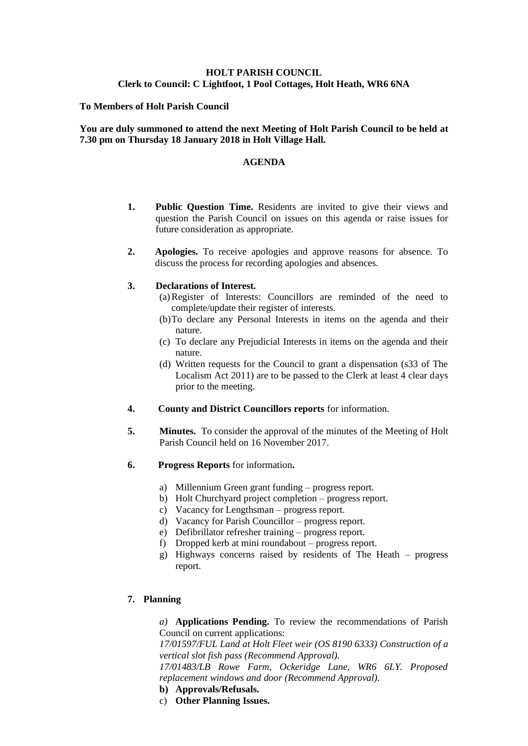**HOLT PARISH COUNCIL**
**Clerk to Council: C Lightfoot, 1 Pool Cottages, Holt Heath, WR6 6NA**

**To Members of Holt Parish Council**

**You are duly summoned to attend the next Meeting of Holt Parish Council to be held at 7.30 pm on Thursday 18 January 2018 in Holt Village Hall.**

## AGENDA

1. **Public Question Time.** Residents are invited to give their views and question the Parish Council on issues on this agenda or raise issues for future consideration as appropriate.

2. **Apologies.** To receive apologies and approve reasons for absence. To discuss the process for recording apologies and absences.

3. **Declarations of Interest.**
   (a) Register of Interests: Councillors are reminded of the need to complete/update their register of interests.
   (b) To declare any Personal Interests in items on the agenda and their nature.
   (c) To declare any Prejudicial Interests in items on the agenda and their nature.
   (d) Written requests for the Council to grant a dispensation (s33 of The Localism Act 2011) are to be passed to the Clerk at least 4 clear days prior to the meeting.

4. **County and District Councillors reports** for information.

5. **Minutes.** To consider the approval of the minutes of the Meeting of Holt Parish Council held on 16 November 2017.

6. **Progress Reports** for information**.**
   a) Millennium Green grant funding – progress report.
   b) Holt Churchyard project completion – progress report.
   c) Vacancy for Lengthsman – progress report.
   d) Vacancy for Parish Councillor – progress report.
   e) Defibrillator refresher training – progress report.
   f) Dropped kerb at mini roundabout – progress report.
   g) Highways concerns raised by residents of The Heath – progress report.

7. **Planning**

   *a)* **Applications Pending.** To review the recommendations of Parish Council on current applications:
   *17/01597/FUL Land at Holt Fleet weir (OS 8190 6333) Construction of a vertical slot fish pass (Recommend Approval).*
   *17/01483/LB Rowe Farm, Ockeridge Lane, WR6 6LY. Proposed replacement windows and door (Recommend Approval).*
   **b) Approvals/Refusals.**
   c) **Other Planning Issues.**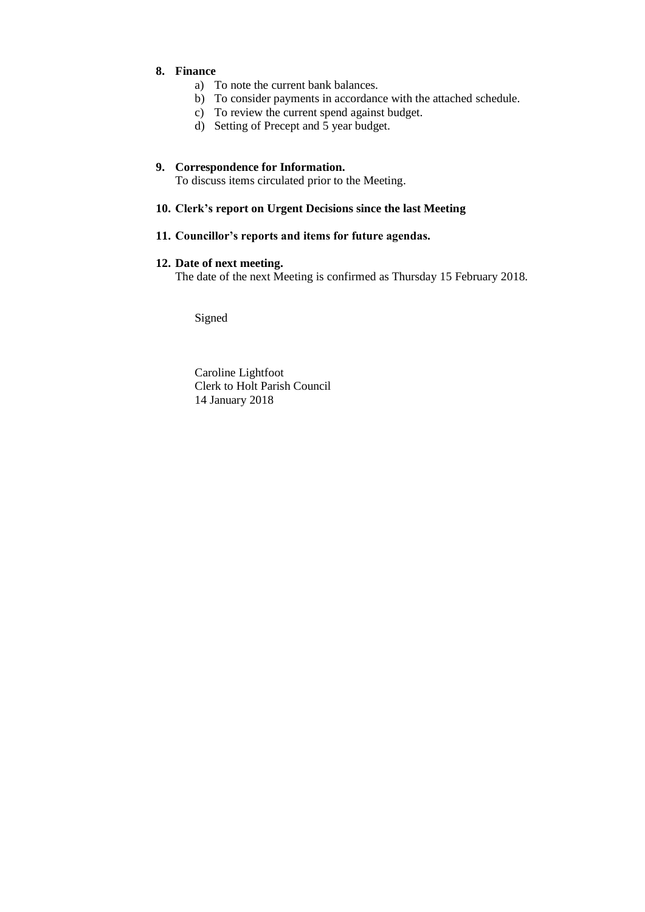**8. Finance**

a) To note the current bank balances.
b) To consider payments in accordance with the attached schedule.
c) To review the current spend against budget.
d) Setting of Precept and 5 year budget.

**9. Correspondence for Information.**

To discuss items circulated prior to the Meeting.

**10. Clerk's report on Urgent Decisions since the last Meeting**

**11. Councillor's reports and items for future agendas.**

**12. Date of next meeting.**

The date of the next Meeting is confirmed as Thursday 15 February 2018.

Signed

Caroline Lightfoot
Clerk to Holt Parish Council
14 January 2018